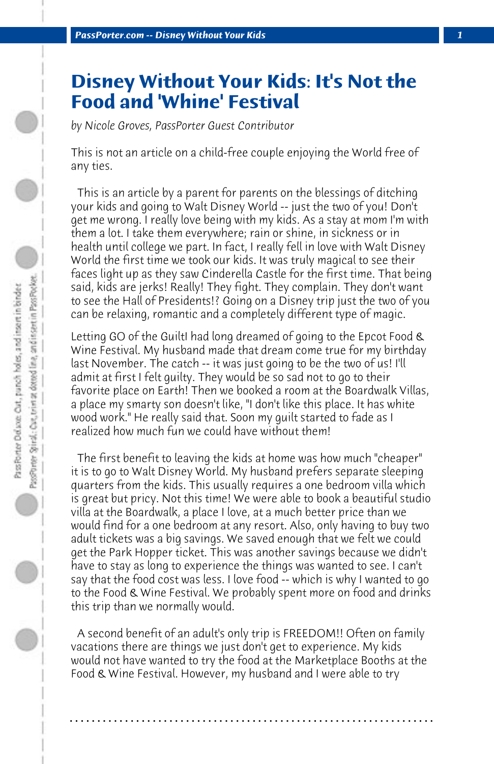# Disney Without Your Kids: It's Not the Food and 'Whine' Festival

*by Nicole Groves, PassPorter Guest Contributor*

This is not an article on a child-free couple enjoying the World free of any ties.

This is an article by a parent for parents on the blessings of ditching your kids and going to Walt Disney World -- just the two of you! Don't get me wrong. I really love being with my kids. As a stay at mom I'm with them a lot. I take them everywhere; rain or shine, in sickness or in health until college we part. In fact, I really fell in love with Walt Disney World the first time we took our kids. It was truly magical to see their faces light up as they saw Cinderella Castle for the first time. That being said, kids are jerks! Really! They fight. They complain. They don't want to see the Hall of Presidents!? Going on a Disney trip just the two of you can be relaxing, romantic and a completely different type of magic.

Letting GO of the GuiltI had long dreamed of going to the Epcot Food & Wine Festival. My husband made that dream come true for my birthday last November. The catch -- it was just going to be the two of us! I'll admit at first I felt guilty. They would be so sad not to go to their favorite place on Earth! Then we booked a room at the Boardwalk Villas, a place my smarty son doesn't like, "I don't like this place. It has white wood work." He really said that. Soon my guilt started to fade as I realized how much fun we could have without them!

The first benefit to leaving the kids at home was how much "cheaper" it is to go to Walt Disney World. My husband prefers separate sleeping quarters from the kids. This usually requires a one bedroom villa which is great but pricy. Not this time! We were able to book a beautiful studio villa at the Boardwalk, a place I love, at a much better price than we would find for a one bedroom at any resort. Also, only having to buy two adult tickets was a big savings. We saved enough that we felt we could get the Park Hopper ticket. This was another savings because we didn't have to stay as long to experience the things was wanted to see. I can't say that the food cost was less. I love food -- which is why I wanted to go to the Food & Wine Festival. We probably spent more on food and drinks this trip than we normally would.

A second benefit of an adult's only trip is FREEDOM!! Often on family vacations there are things we just don't get to experience. My kids would not have wanted to try the food at the Marketplace Booths at the Food & Wine Festival. However, my husband and I were able to try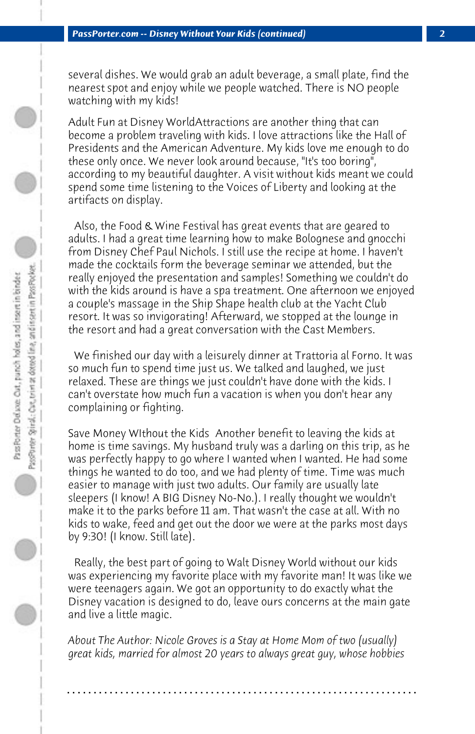several dishes. We would grab an adult beverage, a small plate, find the nearest spot and enjoy while we people watched. There is NO people watching with my kids!

Adult Fun at Disney WorldAttractions are another thing that can become a problem traveling with kids. I love attractions like the Hall of Presidents and the American Adventure. My kids love me enough to do these only once. We never look around because, "It's too boring", according to my beautiful daughter. A visit without kids meant we could spend some time listening to the Voices of Liberty and looking at the artifacts on display.

Also, the Food & Wine Festival has great events that are geared to adults. I had a great time learning how to make Bolognese and gnocchi from Disney Chef Paul Nichols. I still use the recipe at home. I haven't made the cocktails form the beverage seminar we attended, but the really enjoyed the presentation and samples! Something we couldn't do with the kids around is have a spa treatment. One afternoon we enjoyed a couple's massage in the Ship Shape health club at the Yacht Club resort. It was so invigorating! Afterward, we stopped at the lounge in the resort and had a great conversation with the Cast Members.

We finished our day with a leisurely dinner at Trattoria al Forno. It was so much fun to spend time just us. We talked and laughed, we just relaxed. These are things we just couldn't have done with the kids. I can't overstate how much fun a vacation is when you don't hear any complaining or fighting.

Save Money WIthout the Kids  Another benefit to leaving the kids at home is time savings. My husband truly was a darling on this trip, as he was perfectly happy to go where I wanted when I wanted. He had some things he wanted to do too, and we had plenty of time. Time was much easier to manage with just two adults. Our family are usually late sleepers (I know! A BIG Disney No-No.). I really thought we wouldn't make it to the parks before 11 am. That wasn't the case at all. With no kids to wake, feed and get out the door we were at the parks most days by 9:30! (I know. Still late).

Really, the best part of going to Walt Disney World without our kids was experiencing my favorite place with my favorite man! It was like we were teenagers again. We got an opportunity to do exactly what the Disney vacation is designed to do, leave ours concerns at the main gate and live a little magic.

*About The Author: Nicole Groves is a Stay at Home Mom of two (usually) great kids, married for almost 20 years to always great guy, whose hobbies*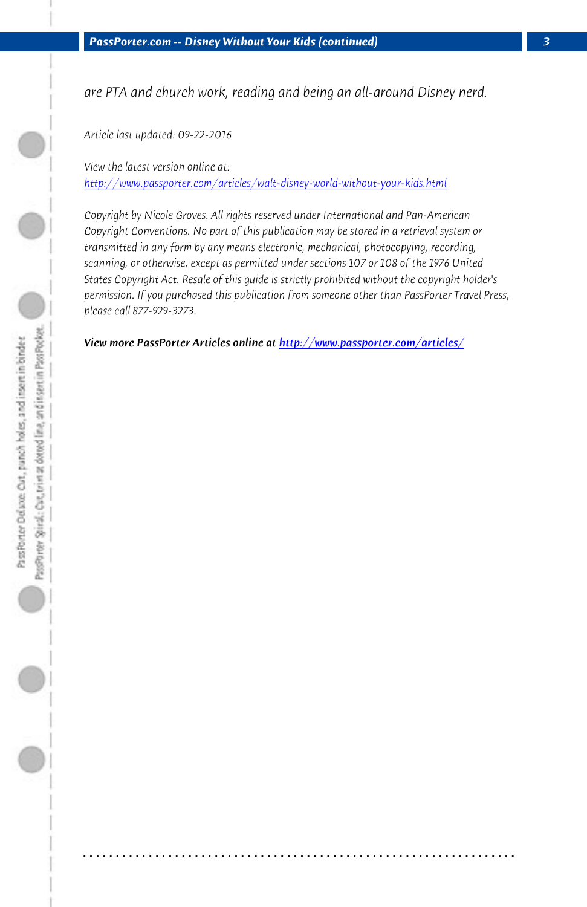*are PTA and church work, reading and being an all-around Disney nerd.*

*Article last updated: 09-22-2016*

*View the latest version online at:*
*http://www.passporter.com/articles/walt-disney-world-without-your-kids.html*

*Copyright by Nicole Groves. All rights reserved under International and Pan-American Copyright Conventions. No part of this publication may be stored in a retrieval system or transmitted in any form by any means electronic, mechanical, photocopying, recording, scanning, or otherwise, except as permitted under sections 107 or 108 of the 1976 United States Copyright Act. Resale of this guide is strictly prohibited without the copyright holder's permission. If you purchased this publication from someone other than PassPorter Travel Press, please call 877-929-3273.*

***View more PassPorter Articles online at http://www.passporter.com/articles/***